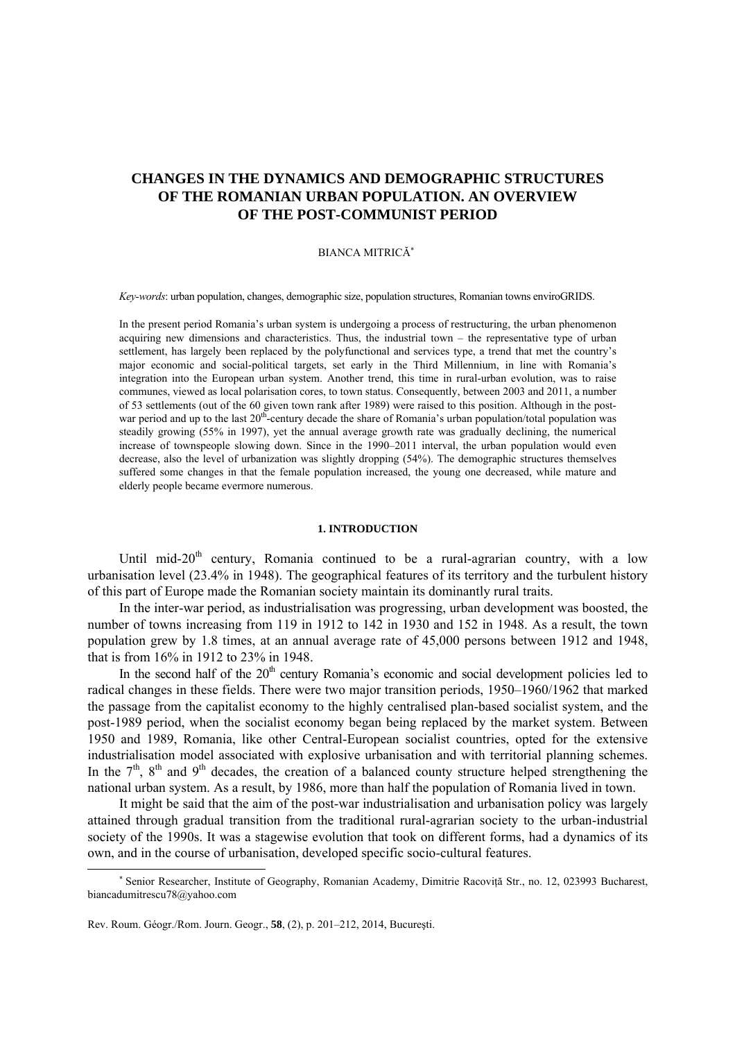# CHANGES IN THE DYNAMICS AND DEMOGRAPHIC STRUCTURES OF THE ROMANIAN URBAN POPULATION. AN OVERVIEW OF THE POST-COMMUNIST PERIOD

BIANCA MITRICĂ*

*Key-words*: urban population, changes, demographic size, population structures, Romanian towns enviroGRIDS.

In the present period Romania's urban system is undergoing a process of restructuring, the urban phenomenon acquiring new dimensions and characteristics. Thus, the industrial town – the representative type of urban settlement, has largely been replaced by the polyfunctional and services type, a trend that met the country's major economic and social-political targets, set early in the Third Millennium, in line with Romania's integration into the European urban system. Another trend, this time in rural-urban evolution, was to raise communes, viewed as local polarisation cores, to town status. Consequently, between 2003 and 2011, a number of 53 settlements (out of the 60 given town rank after 1989) were raised to this position. Although in the post-war period and up to the last 20th-century decade the share of Romania's urban population/total population was steadily growing (55% in 1997), yet the annual average growth rate was gradually declining, the numerical increase of townspeople slowing down. Since in the 1990–2011 interval, the urban population would even decrease, also the level of urbanization was slightly dropping (54%). The demographic structures themselves suffered some changes in that the female population increased, the young one decreased, while mature and elderly people became evermore numerous.

## 1. INTRODUCTION

Until mid-20th century, Romania continued to be a rural-agrarian country, with a low urbanisation level (23.4% in 1948). The geographical features of its territory and the turbulent history of this part of Europe made the Romanian society maintain its dominantly rural traits.

In the inter-war period, as industrialisation was progressing, urban development was boosted, the number of towns increasing from 119 in 1912 to 142 in 1930 and 152 in 1948. As a result, the town population grew by 1.8 times, at an annual average rate of 45,000 persons between 1912 and 1948, that is from 16% in 1912 to 23% in 1948.

In the second half of the 20th century Romania's economic and social development policies led to radical changes in these fields. There were two major transition periods, 1950–1960/1962 that marked the passage from the capitalist economy to the highly centralised plan-based socialist system, and the post-1989 period, when the socialist economy began being replaced by the market system. Between 1950 and 1989, Romania, like other Central-European socialist countries, opted for the extensive industrialisation model associated with explosive urbanisation and with territorial planning schemes. In the 7th, 8th and 9th decades, the creation of a balanced county structure helped strengthening the national urban system. As a result, by 1986, more than half the population of Romania lived in town.

It might be said that the aim of the post-war industrialisation and urbanisation policy was largely attained through gradual transition from the traditional rural-agrarian society to the urban-industrial society of the 1990s. It was a stagewise evolution that took on different forms, had a dynamics of its own, and in the course of urbanisation, developed specific socio-cultural features.

---

* Senior Researcher, Institute of Geography, Romanian Academy, Dimitrie Racoviță Str., no. 12, 023993 Bucharest, biancadumitrescu78@yahoo.com

Rev. Roum. Géogr./Rom. Journ. Geogr., **58**, (2), p. 201–212, 2014, București.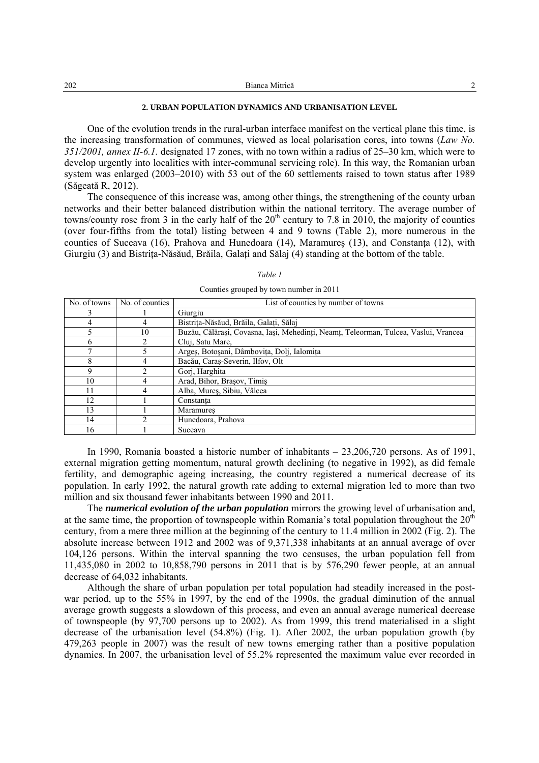### 2. URBAN POPULATION DYNAMICS AND URBANISATION LEVEL

One of the evolution trends in the rural-urban interface manifest on the vertical plane this time, is the increasing transformation of communes, viewed as local polarisation cores, into towns (*Law No. 351/2001, annex II-6.1.* designated 17 zones, with no town within a radius of 25–30 km, which were to develop urgently into localities with inter-communal servicing role). In this way, the Romanian urban system was enlarged (2003–2010) with 53 out of the 60 settlements raised to town status after 1989 (Săgeată R, 2012).

The consequence of this increase was, among other things, the strengthening of the county urban networks and their better balanced distribution within the national territory. The average number of towns/county rose from 3 in the early half of the 20th century to 7.8 in 2010, the majority of counties (over four-fifths from the total) listing between 4 and 9 towns (Table 2), more numerous in the counties of Suceava (16), Prahova and Hunedoara (14), Maramureş (13), and Constanța (12), with Giurgiu (3) and Bistrița-Năsăud, Brăila, Galați and Sălaj (4) standing at the bottom of the table.

*Table 1*

Counties grouped by town number in 2011

| No. of towns | No. of counties | List of counties by number of towns |
|---|---|---|
| 3 | 1 | Giurgiu |
| 4 | 4 | Bistrița-Năsăud, Brăila, Galați, Sălaj |
| 5 | 10 | Buzău, Călăraşi, Covasna, Iaşi, Mehedinți, Neamț, Teleorman, Tulcea, Vaslui, Vrancea |
| 6 | 2 | Cluj, Satu Mare, |
| 7 | 5 | Argeş, Botoşani, Dâmbovița, Dolj, Ialomița |
| 8 | 4 | Bacău, Caraş-Severin, Ilfov, Olt |
| 9 | 2 | Gorj, Harghita |
| 10 | 4 | Arad, Bihor, Braşov, Timiş |
| 11 | 4 | Alba, Mureş, Sibiu, Vâlcea |
| 12 | 1 | Constanța |
| 13 | 1 | Maramureş |
| 14 | 2 | Hunedoara, Prahova |
| 16 | 1 | Suceava |

In 1990, Romania boasted a historic number of inhabitants – 23,206,720 persons. As of 1991, external migration getting momentum, natural growth declining (to negative in 1992), as did female fertility, and demographic ageing increasing, the country registered a numerical decrease of its population. In early 1992, the natural growth rate adding to external migration led to more than two million and six thousand fewer inhabitants between 1990 and 2011.

The ***numerical evolution of the urban population*** mirrors the growing level of urbanisation and, at the same time, the proportion of townspeople within Romania's total population throughout the 20th century, from a mere three million at the beginning of the century to 11.4 million in 2002 (Fig. 2). The absolute increase between 1912 and 2002 was of 9,371,338 inhabitants at an annual average of over 104,126 persons. Within the interval spanning the two censuses, the urban population fell from 11,435,080 in 2002 to 10,858,790 persons in 2011 that is by 576,290 fewer people, at an annual decrease of 64,032 inhabitants.

Although the share of urban population per total population had steadily increased in the post-war period, up to the 55% in 1997, by the end of the 1990s, the gradual diminution of the annual average growth suggests a slowdown of this process, and even an annual average numerical decrease of townspeople (by 97,700 persons up to 2002). As from 1999, this trend materialised in a slight decrease of the urbanisation level (54.8%) (Fig. 1). After 2002, the urban population growth (by 479,263 people in 2007) was the result of new towns emerging rather than a positive population dynamics. In 2007, the urbanisation level of 55.2% represented the maximum value ever recorded in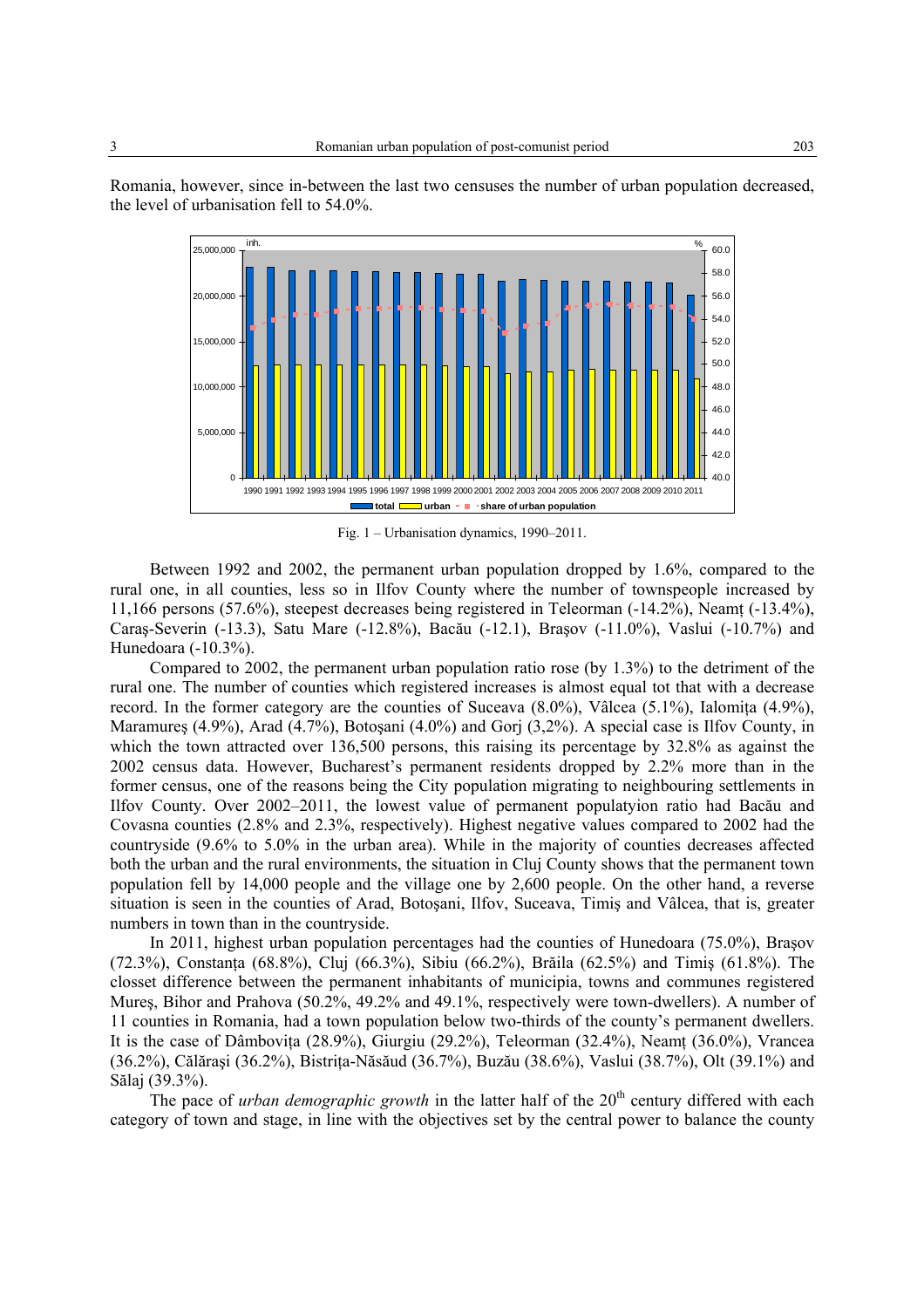Romania, however, since in-between the last two censuses the number of urban population decreased, the level of urbanisation fell to 54.0%.

Fig. 1 – Urbanisation dynamics, 1990–2011.

Between 1992 and 2002, the permanent urban population dropped by 1.6%, compared to the rural one, in all counties, less so in Ilfov County where the number of townspeople increased by 11,166 persons (57.6%), steepest decreases being registered in Teleorman (-14.2%), Neamț (-13.4%), Caraş-Severin (-13.3), Satu Mare (-12.8%), Bacău (-12.1), Braşov (-11.0%), Vaslui (-10.7%) and Hunedoara (-10.3%).

Compared to 2002, the permanent urban population ratio rose (by 1.3%) to the detriment of the rural one. The number of counties which registered increases is almost equal tot that with a decrease record. In the former category are the counties of Suceava (8.0%), Vâlcea (5.1%), Ialomița (4.9%), Maramureş (4.9%), Arad (4.7%), Botoşani (4.0%) and Gorj (3,2%). A special case is Ilfov County, in which the town attracted over 136,500 persons, this raising its percentage by 32.8% as against the 2002 census data. However, Bucharest's permanent residents dropped by 2.2% more than in the former census, one of the reasons being the City population migrating to neighbouring settlements in Ilfov County. Over 2002–2011, the lowest value of permanent populatyion ratio had Bacău and Covasna counties (2.8% and 2.3%, respectively). Highest negative values compared to 2002 had the countryside (9.6% to 5.0% in the urban area). While in the majority of counties decreases affected both the urban and the rural environments, the situation in Cluj County shows that the permanent town population fell by 14,000 people and the village one by 2,600 people. On the other hand, a reverse situation is seen in the counties of Arad, Botoşani, Ilfov, Suceava, Timiş and Vâlcea, that is, greater numbers in town than in the countryside.

In 2011, highest urban population percentages had the counties of Hunedoara (75.0%), Braşov (72.3%), Constanța (68.8%), Cluj (66.3%), Sibiu (66.2%), Brăila (62.5%) and Timiş (61.8%). The closset difference between the permanent inhabitants of municipia, towns and communes registered Mureş, Bihor and Prahova (50.2%, 49.2% and 49.1%, respectively were town-dwellers). A number of 11 counties in Romania, had a town population below two-thirds of the county's permanent dwellers. It is the case of Dâmbovița (28.9%), Giurgiu (29.2%), Teleorman (32.4%), Neamț (36.0%), Vrancea (36.2%), Călăraşi (36.2%), Bistrița-Năsăud (36.7%), Buzău (38.6%), Vaslui (38.7%), Olt (39.1%) and Sălaj (39.3%).

The pace of *urban demographic growth* in the latter half of the 20th century differed with each category of town and stage, in line with the objectives set by the central power to balance the county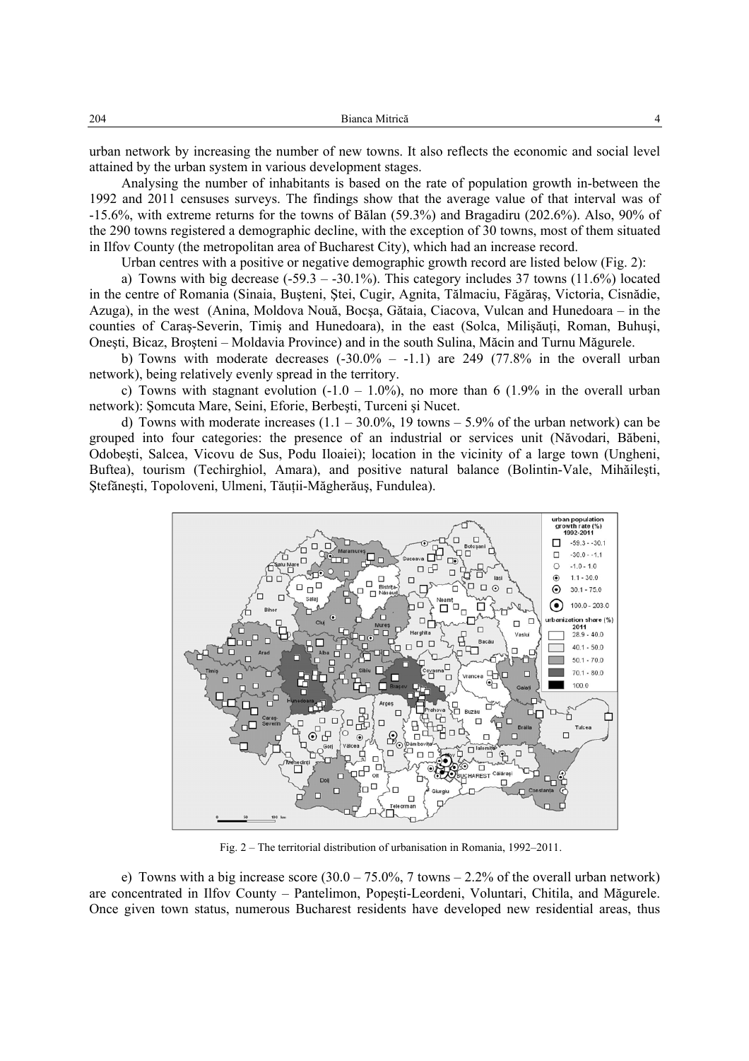urban network by increasing the number of new towns. It also reflects the economic and social level attained by the urban system in various development stages.

Analysing the number of inhabitants is based on the rate of population growth in-between the 1992 and 2011 censuses surveys. The findings show that the average value of that interval was of -15.6%, with extreme returns for the towns of Bălan (59.3%) and Bragadiru (202.6%). Also, 90% of the 290 towns registered a demographic decline, with the exception of 30 towns, most of them situated in Ilfov County (the metropolitan area of Bucharest City), which had an increase record.

Urban centres with a positive or negative demographic growth record are listed below (Fig. 2):

a) Towns with big decrease (-59.3 – -30.1%). This category includes 37 towns (11.6%) located in the centre of Romania (Sinaia, Buşteni, Ştei, Cugir, Agnita, Tălmaciu, Făgăraş, Victoria, Cisnădie, Azuga), in the west (Anina, Moldova Nouă, Bocşa, Gătaia, Ciacova, Vulcan and Hunedoara – in the counties of Caraş-Severin, Timiş and Hunedoara), in the east (Solca, Milişăuți, Roman, Buhuşi, Oneşti, Bicaz, Broşteni – Moldavia Province) and in the south Sulina, Măcin and Turnu Măgurele.

b) Towns with moderate decreases (-30.0% – -1.1) are 249 (77.8% in the overall urban network), being relatively evenly spread in the territory.

c) Towns with stagnant evolution (-1.0 – 1.0%), no more than 6 (1.9% in the overall urban network): Şomcuta Mare, Seini, Eforie, Berbeşti, Turceni şi Nucet.

d) Towns with moderate increases (1.1 – 30.0%, 19 towns – 5.9% of the urban network) can be grouped into four categories: the presence of an industrial or services unit (Năvodari, Băbeni, Odobeşti, Salcea, Vicovu de Sus, Podu Iloaiei); location in the vicinity of a large town (Ungheni, Buftea), tourism (Techirghiol, Amara), and positive natural balance (Bolintin-Vale, Mihăileşti, Ştefăneşti, Topoloveni, Ulmeni, Tăuții-Măgherăuş, Fundulea).

Fig. 2 – The territorial distribution of urbanisation in Romania, 1992–2011.

e) Towns with a big increase score (30.0 – 75.0%, 7 towns – 2.2% of the overall urban network) are concentrated in Ilfov County – Pantelimon, Popeşti-Leordeni, Voluntari, Chitila, and Măgurele. Once given town status, numerous Bucharest residents have developed new residential areas, thus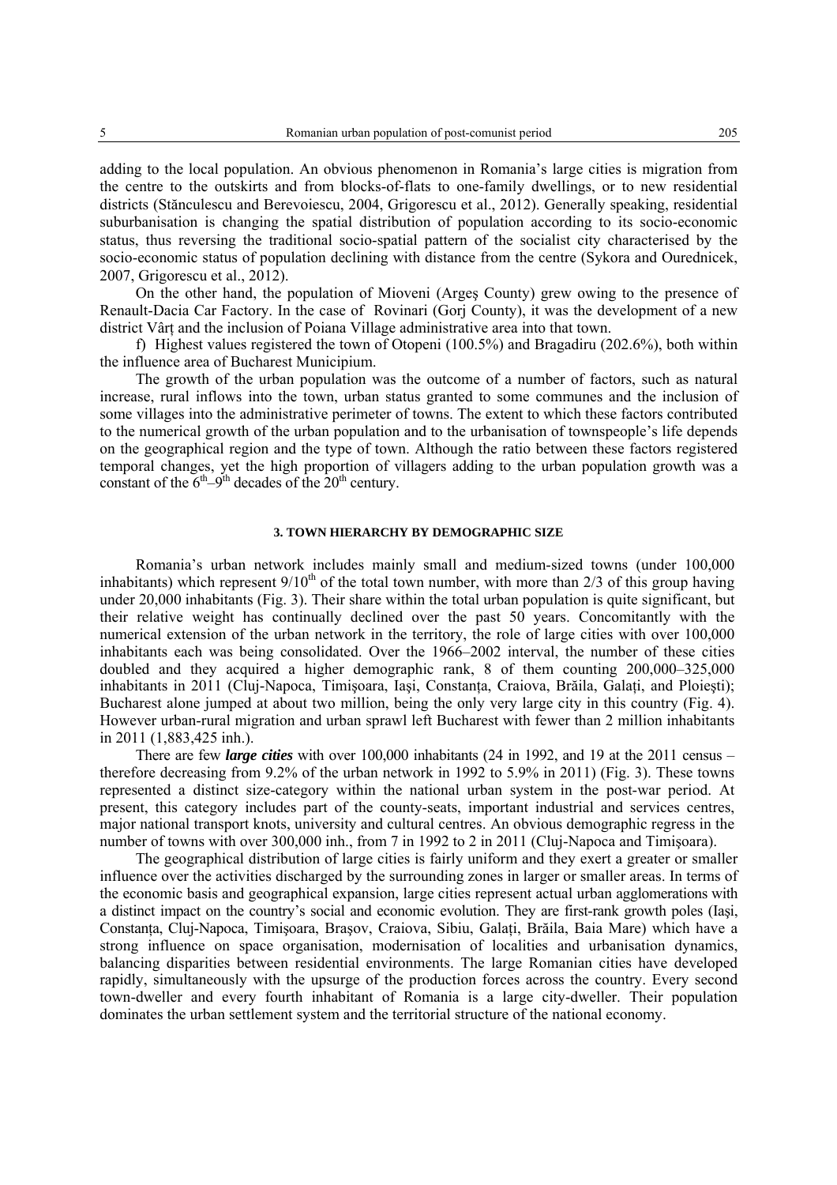adding to the local population. An obvious phenomenon in Romania's large cities is migration from the centre to the outskirts and from blocks-of-flats to one-family dwellings, or to new residential districts (Stănculescu and Berevoiescu, 2004, Grigorescu et al., 2012). Generally speaking, residential suburbanisation is changing the spatial distribution of population according to its socio-economic status, thus reversing the traditional socio-spatial pattern of the socialist city characterised by the socio-economic status of population declining with distance from the centre (Sykora and Ourednicek, 2007, Grigorescu et al., 2012).

On the other hand, the population of Mioveni (Argeş County) grew owing to the presence of Renault-Dacia Car Factory. In the case of Rovinari (Gorj County), it was the development of a new district Vârț and the inclusion of Poiana Village administrative area into that town.

f) Highest values registered the town of Otopeni (100.5%) and Bragadiru (202.6%), both within the influence area of Bucharest Municipium.

The growth of the urban population was the outcome of a number of factors, such as natural increase, rural inflows into the town, urban status granted to some communes and the inclusion of some villages into the administrative perimeter of towns. The extent to which these factors contributed to the numerical growth of the urban population and to the urbanisation of townspeople's life depends on the geographical region and the type of town. Although the ratio between these factors registered temporal changes, yet the high proportion of villagers adding to the urban population growth was a constant of the $6^{th}$–$9^{th}$ decades of the $20^{th}$ century.

## 3. TOWN HIERARCHY BY DEMOGRAPHIC SIZE

Romania's urban network includes mainly small and medium-sized towns (under 100,000 inhabitants) which represent $9/10^{th}$ of the total town number, with more than 2/3 of this group having under 20,000 inhabitants (Fig. 3). Their share within the total urban population is quite significant, but their relative weight has continually declined over the past 50 years. Concomitantly with the numerical extension of the urban network in the territory, the role of large cities with over 100,000 inhabitants each was being consolidated. Over the 1966–2002 interval, the number of these cities doubled and they acquired a higher demographic rank, 8 of them counting 200,000–325,000 inhabitants in 2011 (Cluj-Napoca, Timişoara, Iaşi, Constanța, Craiova, Brăila, Galați, and Ploieşti); Bucharest alone jumped at about two million, being the only very large city in this country (Fig. 4). However urban-rural migration and urban sprawl left Bucharest with fewer than 2 million inhabitants in 2011 (1,883,425 inh.).

There are few ***large cities*** with over 100,000 inhabitants (24 in 1992, and 19 at the 2011 census – therefore decreasing from 9.2% of the urban network in 1992 to 5.9% in 2011) (Fig. 3). These towns represented a distinct size-category within the national urban system in the post-war period. At present, this category includes part of the county-seats, important industrial and services centres, major national transport knots, university and cultural centres. An obvious demographic regress in the number of towns with over 300,000 inh., from 7 in 1992 to 2 in 2011 (Cluj-Napoca and Timişoara).

The geographical distribution of large cities is fairly uniform and they exert a greater or smaller influence over the activities discharged by the surrounding zones in larger or smaller areas. In terms of the economic basis and geographical expansion, large cities represent actual urban agglomerations with a distinct impact on the country's social and economic evolution. They are first-rank growth poles (Iaşi, Constanța, Cluj-Napoca, Timişoara, Braşov, Craiova, Sibiu, Galați, Brăila, Baia Mare) which have a strong influence on space organisation, modernisation of localities and urbanisation dynamics, balancing disparities between residential environments. The large Romanian cities have developed rapidly, simultaneously with the upsurge of the production forces across the country. Every second town-dweller and every fourth inhabitant of Romania is a large city-dweller. Their population dominates the urban settlement system and the territorial structure of the national economy.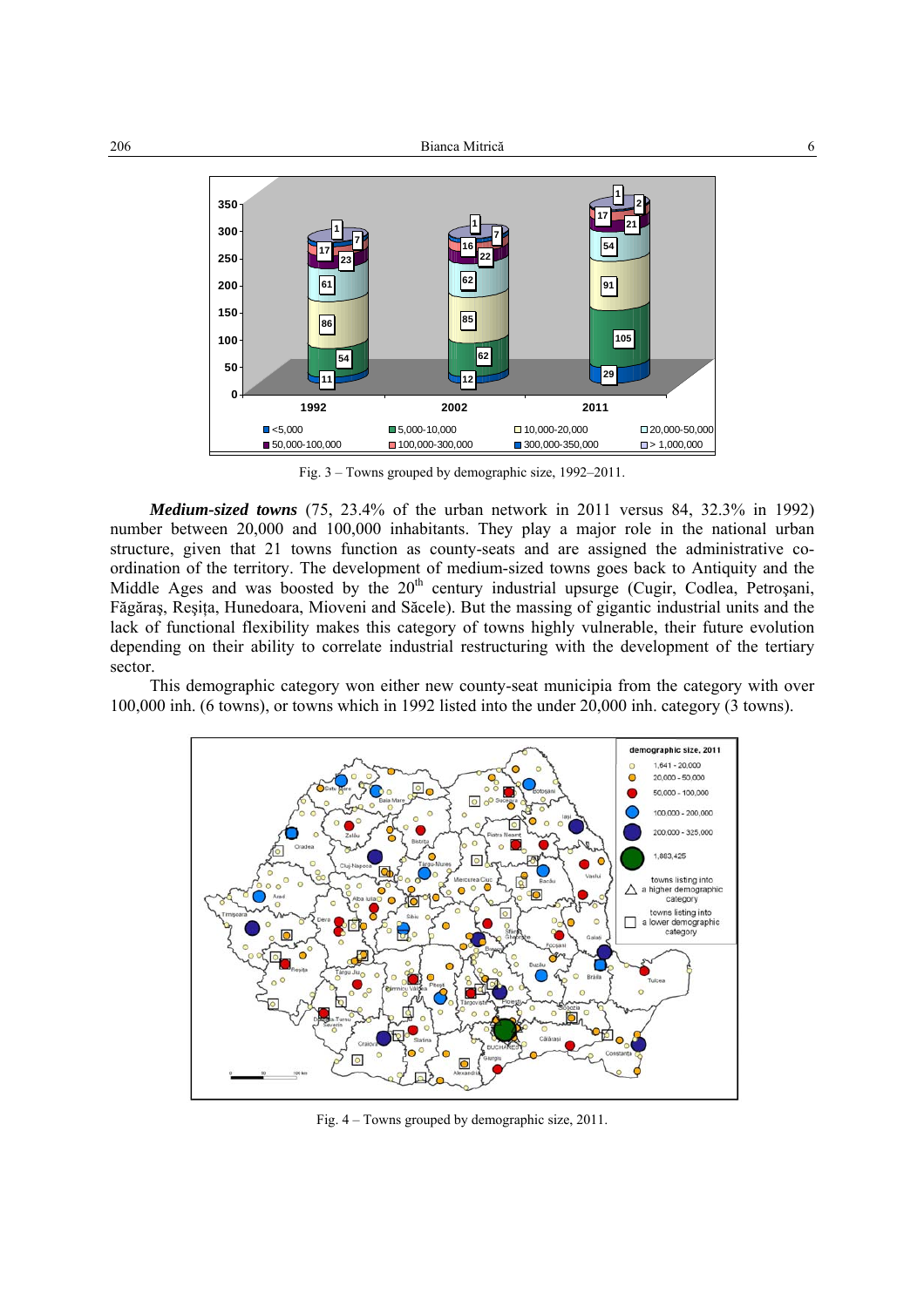Fig. 3 – Towns grouped by demographic size, 1992–2011.

***Medium-sized towns*** (75, 23.4% of the urban network in 2011 versus 84, 32.3% in 1992) number between 20,000 and 100,000 inhabitants. They play a major role in the national urban structure, given that 21 towns function as county-seats and are assigned the administrative co-ordination of the territory. The development of medium-sized towns goes back to Antiquity and the Middle Ages and was boosted by the 20th century industrial upsurge (Cugir, Codlea, Petroşani, Făgăraş, Reşiţa, Hunedoara, Mioveni and Săcele). But the massing of gigantic industrial units and the lack of functional flexibility makes this category of towns highly vulnerable, their future evolution depending on their ability to correlate industrial restructuring with the development of the tertiary sector.

This demographic category won either new county-seat municipia from the category with over 100,000 inh. (6 towns), or towns which in 1992 listed into the under 20,000 inh. category (3 towns).

Fig. 4 – Towns grouped by demographic size, 2011.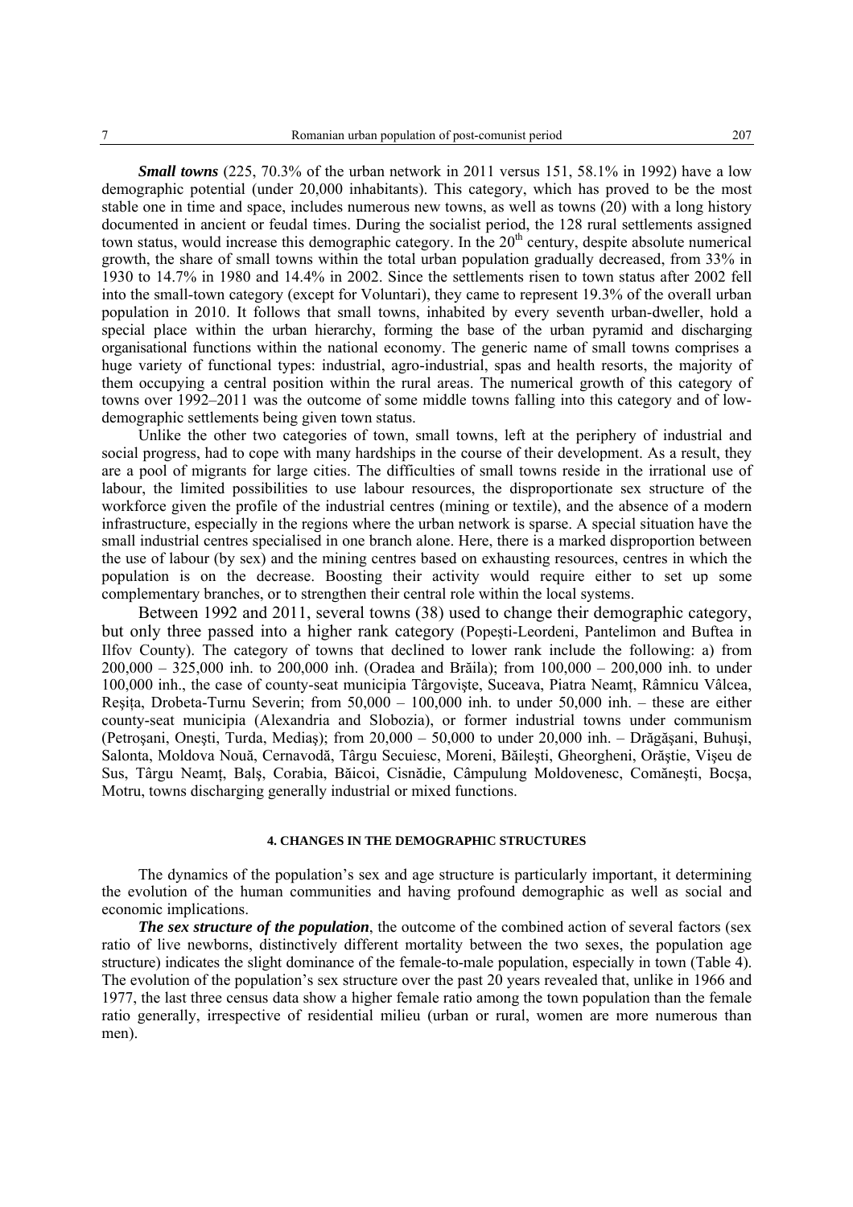***Small towns*** (225, 70.3% of the urban network in 2011 versus 151, 58.1% in 1992) have a low demographic potential (under 20,000 inhabitants). This category, which has proved to be the most stable one in time and space, includes numerous new towns, as well as towns (20) with a long history documented in ancient or feudal times. During the socialist period, the 128 rural settlements assigned town status, would increase this demographic category. In the 20th century, despite absolute numerical growth, the share of small towns within the total urban population gradually decreased, from 33% in 1930 to 14.7% in 1980 and 14.4% in 2002. Since the settlements risen to town status after 2002 fell into the small-town category (except for Voluntari), they came to represent 19.3% of the overall urban population in 2010. It follows that small towns, inhabited by every seventh urban-dweller, hold a special place within the urban hierarchy, forming the base of the urban pyramid and discharging organisational functions within the national economy. The generic name of small towns comprises a huge variety of functional types: industrial, agro-industrial, spas and health resorts, the majority of them occupying a central position within the rural areas. The numerical growth of this category of towns over 1992–2011 was the outcome of some middle towns falling into this category and of low-demographic settlements being given town status.

Unlike the other two categories of town, small towns, left at the periphery of industrial and social progress, had to cope with many hardships in the course of their development. As a result, they are a pool of migrants for large cities. The difficulties of small towns reside in the irrational use of labour, the limited possibilities to use labour resources, the disproportionate sex structure of the workforce given the profile of the industrial centres (mining or textile), and the absence of a modern infrastructure, especially in the regions where the urban network is sparse. A special situation have the small industrial centres specialised in one branch alone. Here, there is a marked disproportion between the use of labour (by sex) and the mining centres based on exhausting resources, centres in which the population is on the decrease. Boosting their activity would require either to set up some complementary branches, or to strengthen their central role within the local systems.

Between 1992 and 2011, several towns (38) used to change their demographic category, but only three passed into a higher rank category (Popeşti-Leordeni, Pantelimon and Buftea in Ilfov County). The category of towns that declined to lower rank include the following: a) from 200,000 – 325,000 inh. to 200,000 inh. (Oradea and Brăila); from 100,000 – 200,000 inh. to under 100,000 inh., the case of county-seat municipia Târgovişte, Suceava, Piatra Neamț, Râmnicu Vâlcea, Reşița, Drobeta-Turnu Severin; from 50,000 – 100,000 inh. to under 50,000 inh. – these are either county-seat municipia (Alexandria and Slobozia), or former industrial towns under communism (Petroşani, Oneşti, Turda, Mediaş); from 20,000 – 50,000 to under 20,000 inh. – Drăgăşani, Buhuşi, Salonta, Moldova Nouă, Cernavodă, Târgu Secuiesc, Moreni, Băileşti, Gheorgheni, Orăştie, Vişeu de Sus, Târgu Neamț, Balş, Corabia, Băicoi, Cisnădie, Câmpulung Moldovenesc, Comăneşti, Bocşa, Motru, towns discharging generally industrial or mixed functions.

## 4. CHANGES IN THE DEMOGRAPHIC STRUCTURES

The dynamics of the population's sex and age structure is particularly important, it determining the evolution of the human communities and having profound demographic as well as social and economic implications.

***The sex structure of the population***, the outcome of the combined action of several factors (sex ratio of live newborns, distinctively different mortality between the two sexes, the population age structure) indicates the slight dominance of the female-to-male population, especially in town (Table 4). The evolution of the population's sex structure over the past 20 years revealed that, unlike in 1966 and 1977, the last three census data show a higher female ratio among the town population than the female ratio generally, irrespective of residential milieu (urban or rural, women are more numerous than men).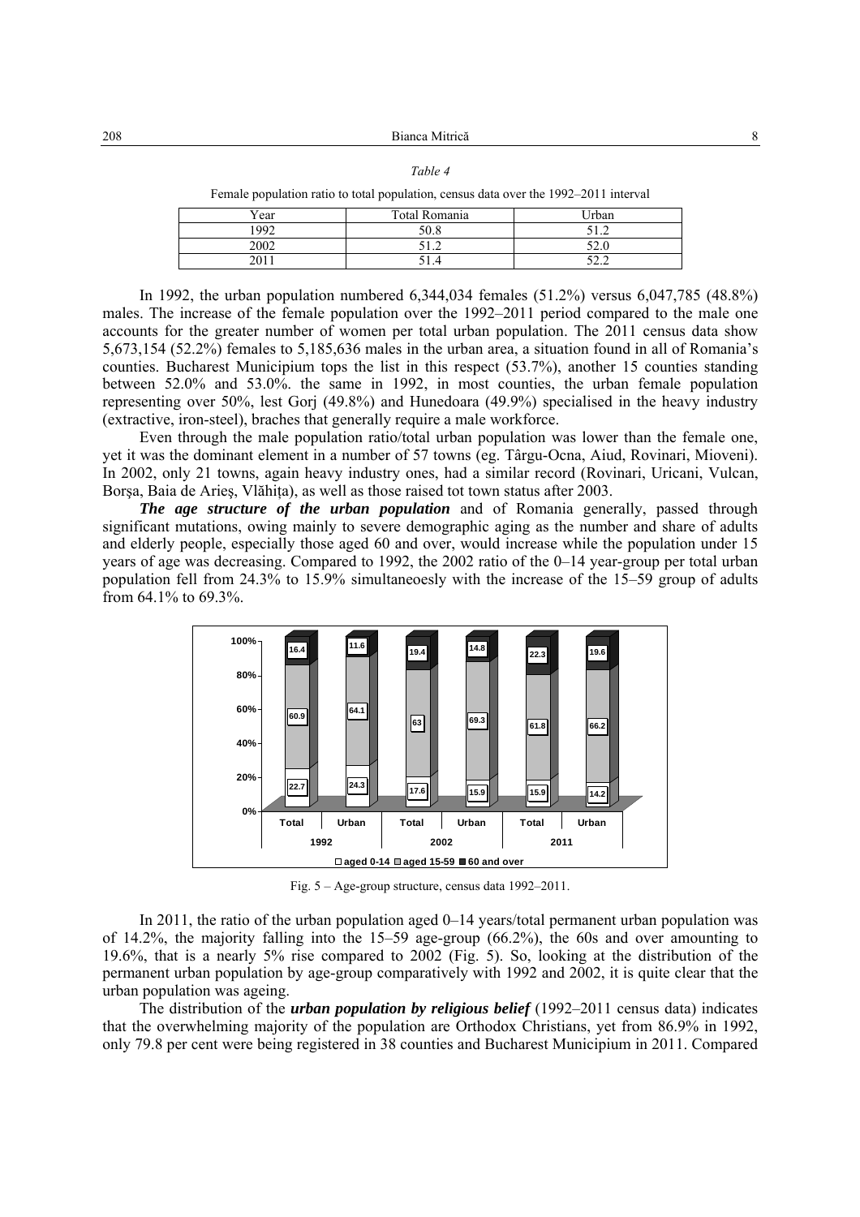*Table 4*

Female population ratio to total population, census data over the 1992–2011 interval

| Year | Total Romania | Urban |
|---|---|---|
| 1992 | 50.8 | 51.2 |
| 2002 | 51.2 | 52.0 |
| 2011 | 51.4 | 52.2 |

In 1992, the urban population numbered 6,344,034 females (51.2%) versus 6,047,785 (48.8%) males. The increase of the female population over the 1992–2011 period compared to the male one accounts for the greater number of women per total urban population. The 2011 census data show 5,673,154 (52.2%) females to 5,185,636 males in the urban area, a situation found in all of Romania's counties. Bucharest Municipium tops the list in this respect (53.7%), another 15 counties standing between 52.0% and 53.0%. the same in 1992, in most counties, the urban female population representing over 50%, lest Gorj (49.8%) and Hunedoara (49.9%) specialised in the heavy industry (extractive, iron-steel), braches that generally require a male workforce.

Even through the male population ratio/total urban population was lower than the female one, yet it was the dominant element in a number of 57 towns (eg. Târgu-Ocna, Aiud, Rovinari, Mioveni). In 2002, only 21 towns, again heavy industry ones, had a similar record (Rovinari, Uricani, Vulcan, Borşa, Baia de Arieş, Vlăhiţa), as well as those raised tot town status after 2003.

***The age structure of the urban population*** and of Romania generally, passed through significant mutations, owing mainly to severe demographic aging as the number and share of adults and elderly people, especially those aged 60 and over, would increase while the population under 15 years of age was decreasing. Compared to 1992, the 2002 ratio of the 0–14 year-group per total urban population fell from 24.3% to 15.9% simultaneoesly with the increase of the 15–59 group of adults from 64.1% to 69.3%.

| | 1992 Total | 1992 Urban | 2002 Total | 2002 Urban | 2011 Total | 2011 Urban |
|---|---|---|---|---|---|---|
| aged 0-14 | 22.7 | 24.3 | 17.6 | 15.9 | 15.9 | 14.2 |
| aged 15-59 | 60.9 | 64.1 | 63 | 69.3 | 61.8 | 66.2 |
| 60 and over | 16.4 | 11.6 | 19.4 | 14.8 | 22.3 | 19.6 |

Fig. 5 – Age-group structure, census data 1992–2011.

In 2011, the ratio of the urban population aged 0–14 years/total permanent urban population was of 14.2%, the majority falling into the 15–59 age-group (66.2%), the 60s and over amounting to 19.6%, that is a nearly 5% rise compared to 2002 (Fig. 5). So, looking at the distribution of the permanent urban population by age-group comparatively with 1992 and 2002, it is quite clear that the urban population was ageing.

The distribution of the ***urban population by religious belief*** (1992–2011 census data) indicates that the overwhelming majority of the population are Orthodox Christians, yet from 86.9% in 1992, only 79.8 per cent were being registered in 38 counties and Bucharest Municipium in 2011. Compared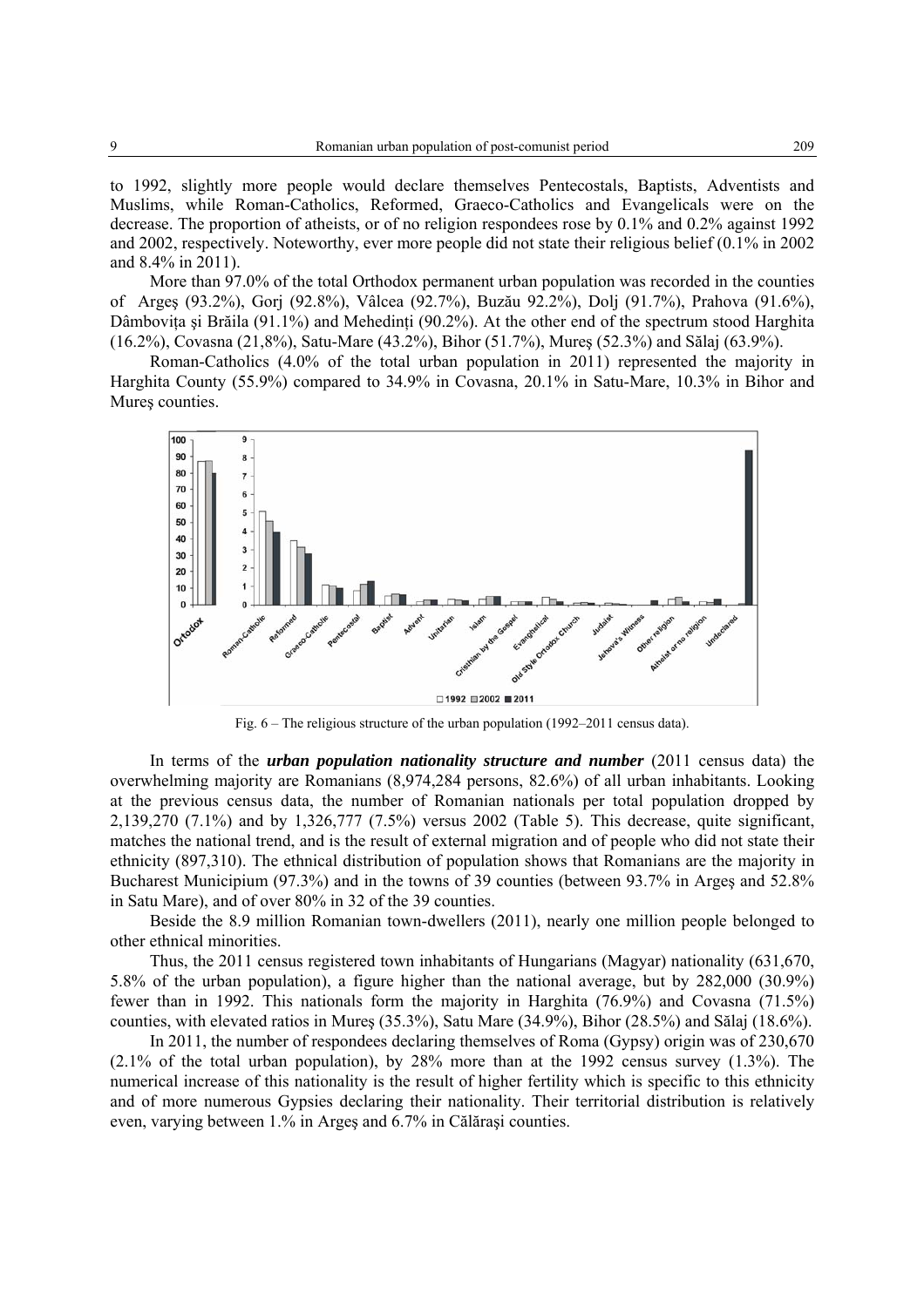to 1992, slightly more people would declare themselves Pentecostals, Baptists, Adventists and Muslims, while Roman-Catholics, Reformed, Graeco-Catholics and Evangelicals were on the decrease. The proportion of atheists, or of no religion respondees rose by 0.1% and 0.2% against 1992 and 2002, respectively. Noteworthy, ever more people did not state their religious belief (0.1% in 2002 and 8.4% in 2011).

More than 97.0% of the total Orthodox permanent urban population was recorded in the counties of Argeş (93.2%), Gorj (92.8%), Vâlcea (92.7%), Buzău 92.2%), Dolj (91.7%), Prahova (91.6%), Dâmbovița şi Brăila (91.1%) and Mehedinți (90.2%). At the other end of the spectrum stood Harghita (16.2%), Covasna (21,8%), Satu-Mare (43.2%), Bihor (51.7%), Mureş (52.3%) and Sălaj (63.9%).

Roman-Catholics (4.0% of the total urban population in 2011) represented the majority in Harghita County (55.9%) compared to 34.9% in Covasna, 20.1% in Satu-Mare, 10.3% in Bihor and Mureş counties.

Fig. 6 – The religious structure of the urban population (1992–2011 census data).

In terms of the ***urban population nationality structure and number*** (2011 census data) the overwhelming majority are Romanians (8,974,284 persons, 82.6%) of all urban inhabitants. Looking at the previous census data, the number of Romanian nationals per total population dropped by 2,139,270 (7.1%) and by 1,326,777 (7.5%) versus 2002 (Table 5). This decrease, quite significant, matches the national trend, and is the result of external migration and of people who did not state their ethnicity (897,310). The ethnical distribution of population shows that Romanians are the majority in Bucharest Municipium (97.3%) and in the towns of 39 counties (between 93.7% in Argeş and 52.8% in Satu Mare), and of over 80% in 32 of the 39 counties.

Beside the 8.9 million Romanian town-dwellers (2011), nearly one million people belonged to other ethnical minorities.

Thus, the 2011 census registered town inhabitants of Hungarians (Magyar) nationality (631,670, 5.8% of the urban population), a figure higher than the national average, but by 282,000 (30.9%) fewer than in 1992. This nationals form the majority in Harghita (76.9%) and Covasna (71.5%) counties, with elevated ratios in Mureş (35.3%), Satu Mare (34.9%), Bihor (28.5%) and Sălaj (18.6%).

In 2011, the number of respondees declaring themselves of Roma (Gypsy) origin was of 230,670 (2.1% of the total urban population), by 28% more than at the 1992 census survey (1.3%). The numerical increase of this nationality is the result of higher fertility which is specific to this ethnicity and of more numerous Gypsies declaring their nationality. Their territorial distribution is relatively even, varying between 1.% in Argeş and 6.7% in Călărași counties.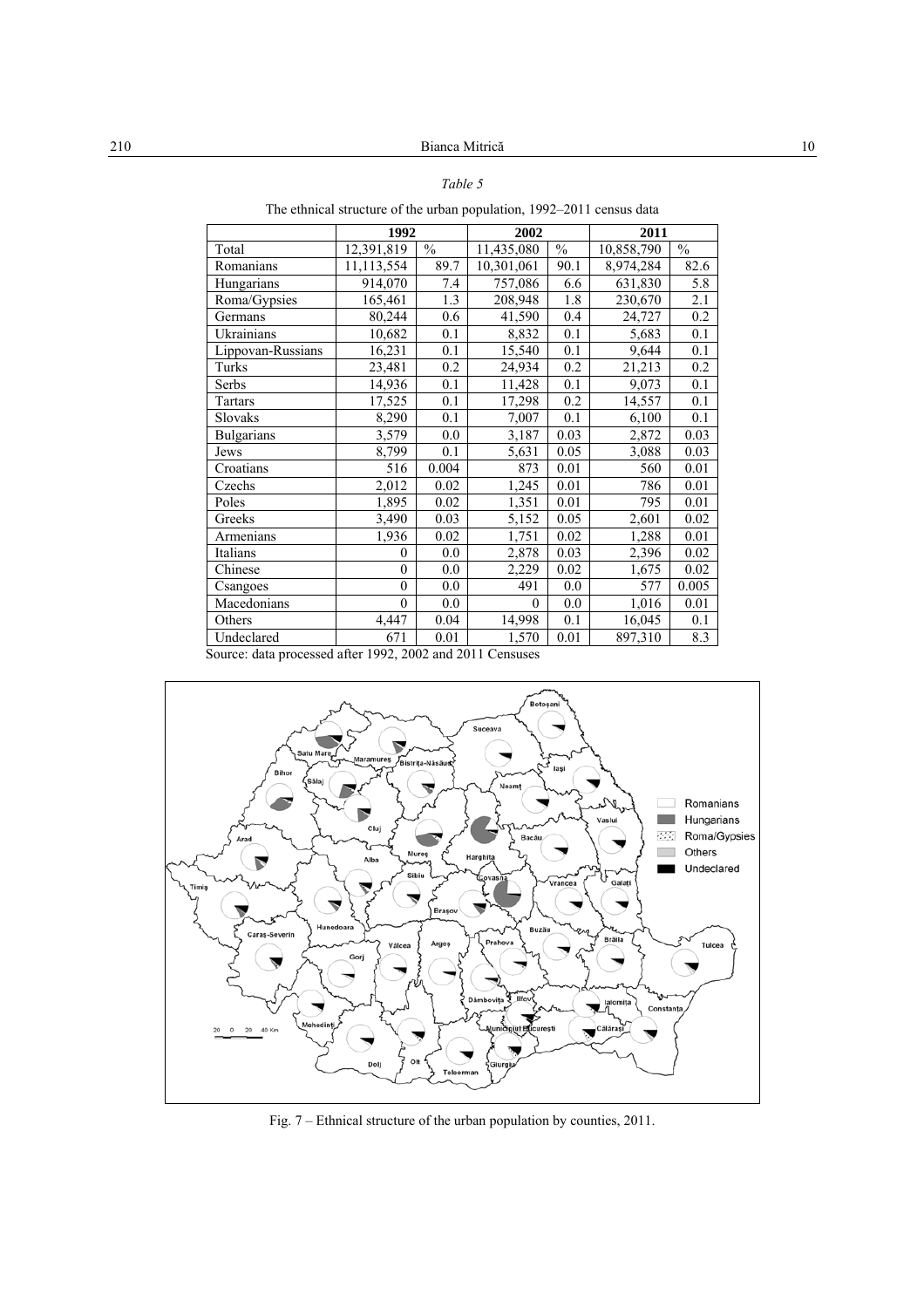*Table 5*

The ethnical structure of the urban population, 1992–2011 census data

| | 1992 | | 2002 | | 2011 | |
|---|---|---|---|---|---|---|
| Total | 12,391,819 | % | 11,435,080 | % | 10,858,790 | % |
| Romanians | 11,113,554 | 89.7 | 10,301,061 | 90.1 | 8,974,284 | 82.6 |
| Hungarians | 914,070 | 7.4 | 757,086 | 6.6 | 631,830 | 5.8 |
| Roma/Gypsies | 165,461 | 1.3 | 208,948 | 1.8 | 230,670 | 2.1 |
| Germans | 80,244 | 0.6 | 41,590 | 0.4 | 24,727 | 0.2 |
| Ukrainians | 10,682 | 0.1 | 8,832 | 0.1 | 5,683 | 0.1 |
| Lippovan-Russians | 16,231 | 0.1 | 15,540 | 0.1 | 9,644 | 0.1 |
| Turks | 23,481 | 0.2 | 24,934 | 0.2 | 21,213 | 0.2 |
| Serbs | 14,936 | 0.1 | 11,428 | 0.1 | 9,073 | 0.1 |
| Tartars | 17,525 | 0.1 | 17,298 | 0.2 | 14,557 | 0.1 |
| Slovaks | 8,290 | 0.1 | 7,007 | 0.1 | 6,100 | 0.1 |
| Bulgarians | 3,579 | 0.0 | 3,187 | 0.03 | 2,872 | 0.03 |
| Jews | 8,799 | 0.1 | 5,631 | 0.05 | 3,088 | 0.03 |
| Croatians | 516 | 0.004 | 873 | 0.01 | 560 | 0.01 |
| Czechs | 2,012 | 0.02 | 1,245 | 0.01 | 786 | 0.01 |
| Poles | 1,895 | 0.02 | 1,351 | 0.01 | 795 | 0.01 |
| Greeks | 3,490 | 0.03 | 5,152 | 0.05 | 2,601 | 0.02 |
| Armenians | 1,936 | 0.02 | 1,751 | 0.02 | 1,288 | 0.01 |
| Italians | 0 | 0.0 | 2,878 | 0.03 | 2,396 | 0.02 |
| Chinese | 0 | 0.0 | 2,229 | 0.02 | 1,675 | 0.02 |
| Csangoes | 0 | 0.0 | 491 | 0.0 | 577 | 0.005 |
| Macedonians | 0 | 0.0 | 0 | 0.0 | 1,016 | 0.01 |
| Others | 4,447 | 0.04 | 14,998 | 0.1 | 16,045 | 0.1 |
| Undeclared | 671 | 0.01 | 1,570 | 0.01 | 897,310 | 8.3 |

Source: data processed after 1992, 2002 and 2011 Censuses

Fig. 7 – Ethnical structure of the urban population by counties, 2011.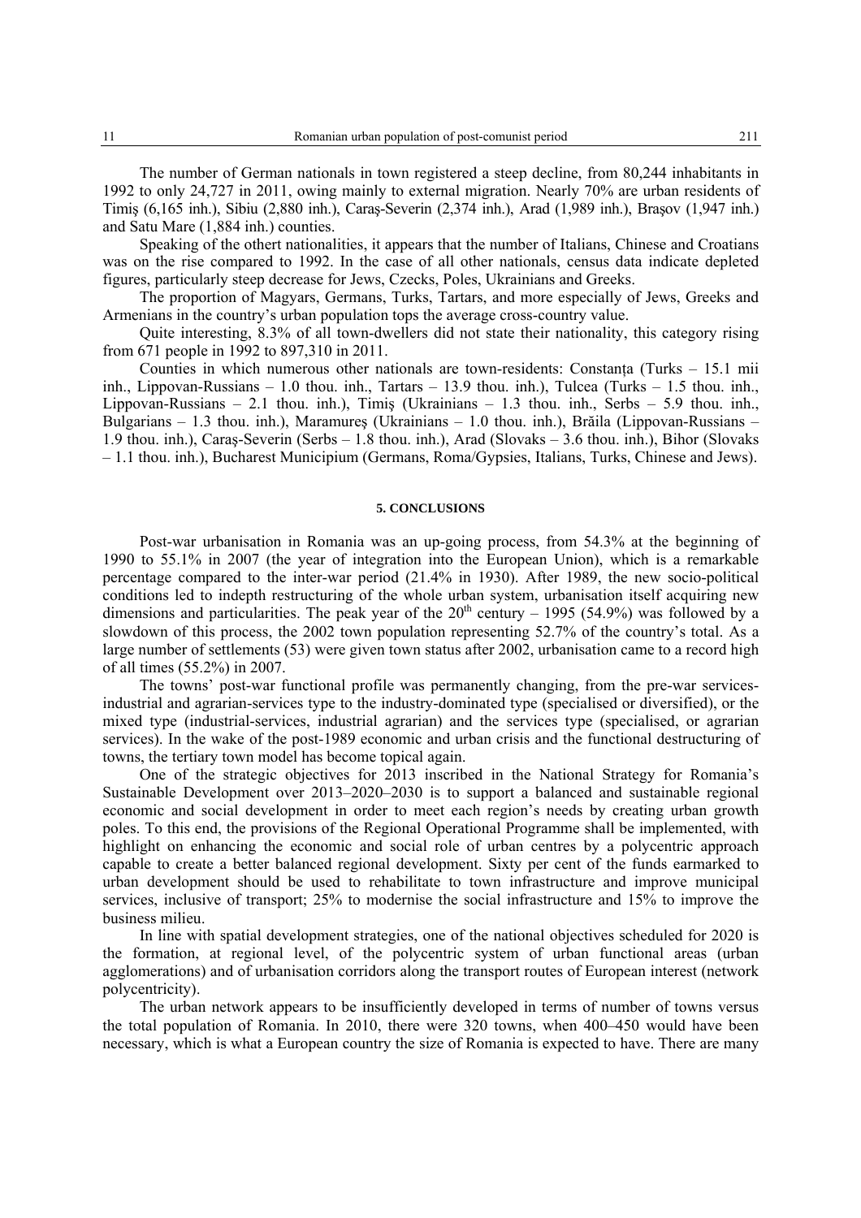The number of German nationals in town registered a steep decline, from 80,244 inhabitants in 1992 to only 24,727 in 2011, owing mainly to external migration. Nearly 70% are urban residents of Timiş (6,165 inh.), Sibiu (2,880 inh.), Caraş-Severin (2,374 inh.), Arad (1,989 inh.), Braşov (1,947 inh.) and Satu Mare (1,884 inh.) counties.

Speaking of the othert nationalities, it appears that the number of Italians, Chinese and Croatians was on the rise compared to 1992. In the case of all other nationals, census data indicate depleted figures, particularly steep decrease for Jews, Czecks, Poles, Ukrainians and Greeks.

The proportion of Magyars, Germans, Turks, Tartars, and more especially of Jews, Greeks and Armenians in the country's urban population tops the average cross-country value.

Quite interesting, 8.3% of all town-dwellers did not state their nationality, this category rising from 671 people in 1992 to 897,310 in 2011.

Counties in which numerous other nationals are town-residents: Constanţa (Turks – 15.1 mii inh., Lippovan-Russians – 1.0 thou. inh., Tartars – 13.9 thou. inh.), Tulcea (Turks – 1.5 thou. inh., Lippovan-Russians – 2.1 thou. inh.), Timiş (Ukrainians – 1.3 thou. inh., Serbs – 5.9 thou. inh., Bulgarians – 1.3 thou. inh.), Maramureş (Ukrainians – 1.0 thou. inh.), Brăila (Lippovan-Russians – 1.9 thou. inh.), Caraş-Severin (Serbs – 1.8 thou. inh.), Arad (Slovaks – 3.6 thou. inh.), Bihor (Slovaks – 1.1 thou. inh.), Bucharest Municipium (Germans, Roma/Gypsies, Italians, Turks, Chinese and Jews).

## 5. CONCLUSIONS

Post-war urbanisation in Romania was an up-going process, from 54.3% at the beginning of 1990 to 55.1% in 2007 (the year of integration into the European Union), which is a remarkable percentage compared to the inter-war period (21.4% in 1930). After 1989, the new socio-political conditions led to indepth restructuring of the whole urban system, urbanisation itself acquiring new dimensions and particularities. The peak year of the 20th century – 1995 (54.9%) was followed by a slowdown of this process, the 2002 town population representing 52.7% of the country's total. As a large number of settlements (53) were given town status after 2002, urbanisation came to a record high of all times (55.2%) in 2007.

The towns' post-war functional profile was permanently changing, from the pre-war services-industrial and agrarian-services type to the industry-dominated type (specialised or diversified), or the mixed type (industrial-services, industrial agrarian) and the services type (specialised, or agrarian services). In the wake of the post-1989 economic and urban crisis and the functional destructuring of towns, the tertiary town model has become topical again.

One of the strategic objectives for 2013 inscribed in the National Strategy for Romania's Sustainable Development over 2013–2020–2030 is to support a balanced and sustainable regional economic and social development in order to meet each region's needs by creating urban growth poles. To this end, the provisions of the Regional Operational Programme shall be implemented, with highlight on enhancing the economic and social role of urban centres by a polycentric approach capable to create a better balanced regional development. Sixty per cent of the funds earmarked to urban development should be used to rehabilitate to town infrastructure and improve municipal services, inclusive of transport; 25% to modernise the social infrastructure and 15% to improve the business milieu.

In line with spatial development strategies, one of the national objectives scheduled for 2020 is the formation, at regional level, of the polycentric system of urban functional areas (urban agglomerations) and of urbanisation corridors along the transport routes of European interest (network polycentricity).

The urban network appears to be insufficiently developed in terms of number of towns versus the total population of Romania. In 2010, there were 320 towns, when 400–450 would have been necessary, which is what a European country the size of Romania is expected to have. There are many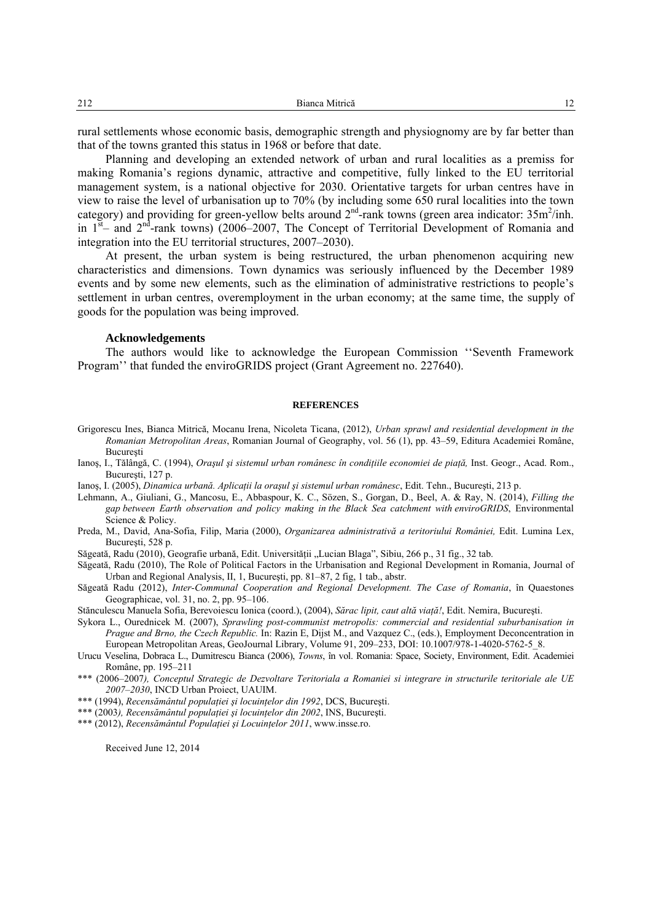rural settlements whose economic basis, demographic strength and physiognomy are by far better than that of the towns granted this status in 1968 or before that date.

Planning and developing an extended network of urban and rural localities as a premiss for making Romania's regions dynamic, attractive and competitive, fully linked to the EU territorial management system, is a national objective for 2030. Orientative targets for urban centres have in view to raise the level of urbanisation up to 70% (by including some 650 rural localities into the town category) and providing for green-yellow belts around 2nd-rank towns (green area indicator: $35m^2$/inh. in 1st– and 2nd-rank towns) (2006–2007, The Concept of Territorial Development of Romania and integration into the EU territorial structures, 2007–2030).

At present, the urban system is being restructured, the urban phenomenon acquiring new characteristics and dimensions. Town dynamics was seriously influenced by the December 1989 events and by some new elements, such as the elimination of administrative restrictions to people's settlement in urban centres, overemployment in the urban economy; at the same time, the supply of goods for the population was being improved.

**Acknowledgements**

The authors would like to acknowledge the European Commission ''Seventh Framework Program'' that funded the enviroGRIDS project (Grant Agreement no. 227640).

## REFERENCES

Grigorescu Ines, Bianca Mitrică, Mocanu Irena, Nicoleta Ticana, (2012), *Urban sprawl and residential development in the Romanian Metropolitan Areas*, Romanian Journal of Geography, vol. 56 (1), pp. 43–59, Editura Academiei Române, Bucureşti

Ianoş, I., Tălângă, C. (1994), *Oraşul şi sistemul urban românesc în condiţiile economiei de piaţă,* Inst. Geogr., Acad. Rom., Bucureşti, 127 p.

Ianoş, I. (2005), *Dinamica urbană. Aplicaţii la oraşul şi sistemul urban românesc*, Edit. Tehn., Bucureşti, 213 p.

Lehmann, A., Giuliani, G., Mancosu, E., Abbaspour, K. C., Sözen, S., Gorgan, D., Beel, A. & Ray, N. (2014), *Filling the gap between Earth observation and policy making in the Black Sea catchment with enviroGRIDS*, Environmental Science & Policy.

Preda, M., David, Ana-Sofia, Filip, Maria (2000), *Organizarea administrativă a teritoriului României,* Edit. Lumina Lex, Bucureşti, 528 p.

Săgeată, Radu (2010), Geografie urbană, Edit. Universităţii „Lucian Blaga", Sibiu, 266 p., 31 fig., 32 tab.

Săgeată, Radu (2010), The Role of Political Factors in the Urbanisation and Regional Development in Romania, Journal of Urban and Regional Analysis, II, 1, Bucureşti, pp. 81–87, 2 fig, 1 tab., abstr.

Săgeată Radu (2012), *Inter-Communal Cooperation and Regional Development. The Case of Romania*, în Quaestones Geographicae, vol. 31, no. 2, pp. 95–106.

Stănculescu Manuela Sofia, Berevoiescu Ionica (coord.), (2004), *Sărac lipit, caut altă viaţă!*, Edit. Nemira, Bucureşti.

Sykora L., Ourednicek M. (2007), *Sprawling post-communist metropolis: commercial and residential suburbanisation in Prague and Brno, the Czech Republic.* In: Razin E, Dijst M., and Vazquez C., (eds.), Employment Deconcentration in European Metropolitan Areas, GeoJournal Library, Volume 91, 209–233, DOI: 10.1007/978-1-4020-5762-5_8.

Urucu Veselina, Dobraca L., Dumitrescu Bianca (2006), *Towns*, în vol. Romania: Space, Society, Environment, Edit. Academiei Române, pp. 195–211

*** (2006–2007*), Conceptul Strategic de Dezvoltare Teritoriala a Romaniei si integrare in structurile teritoriale ale UE 2007–2030*, INCD Urban Proiect, UAUIM.

*** (1994), *Recensământul populaţiei şi locuinţelor din 1992*, DCS, Bucureşti.

*** (2003*), Recensământul populaţiei şi locuinţelor din 2002*, INS, Bucureşti.

*** (2012), *Recensământul Populaţiei şi Locuinţelor 2011*, www.insse.ro.

Received June 12, 2014